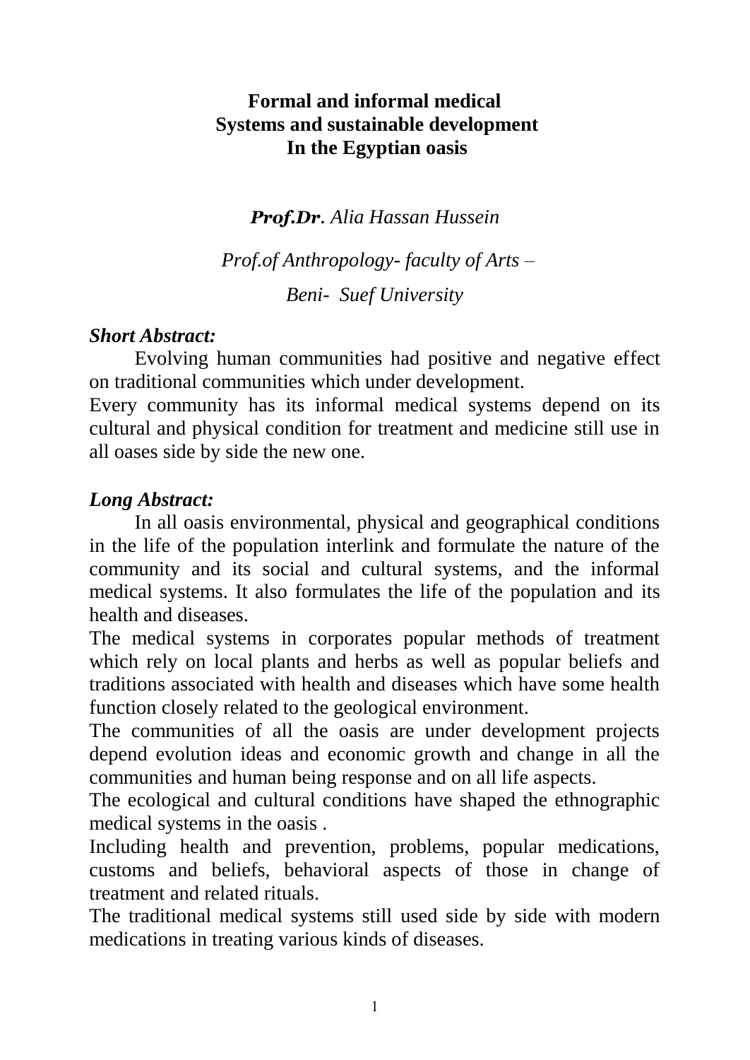# Formal and informal medical Systems and sustainable development In the Egyptian oasis

***Prof.Dr**. Alia Hassan Hussein*

*Prof.of Anthropology- faculty of Arts –*

*Beni- Suef University*

***Short Abstract:***

Evolving human communities had positive and negative effect on traditional communities which under development.
Every community has its informal medical systems depend on its cultural and physical condition for treatment and medicine still use in all oases side by side the new one.

***Long Abstract:***

In all oasis environmental, physical and geographical conditions in the life of the population interlink and formulate the nature of the community and its social and cultural systems, and the informal medical systems. It also formulates the life of the population and its health and diseases.
The medical systems in corporates popular methods of treatment which rely on local plants and herbs as well as popular beliefs and traditions associated with health and diseases which have some health function closely related to the geological environment.
The communities of all the oasis are under development projects depend evolution ideas and economic growth and change in all the communities and human being response and on all life aspects.
The ecological and cultural conditions have shaped the ethnographic medical systems in the oasis .
Including health and prevention, problems, popular medications, customs and beliefs, behavioral aspects of those in change of treatment and related rituals.
The traditional medical systems still used side by side with modern medications in treating various kinds of diseases.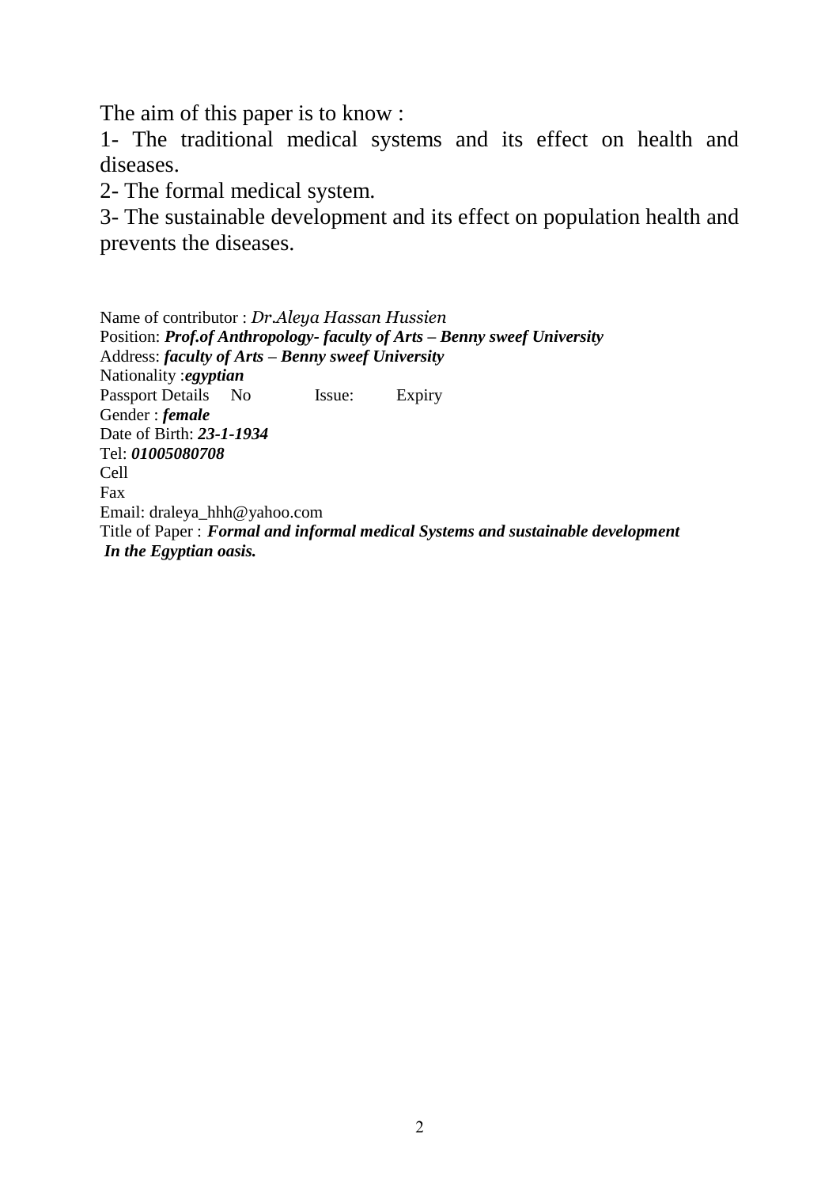The aim of this paper is to know :

1- The traditional medical systems and its effect on health and diseases.

2- The formal medical system.

3- The sustainable development and its effect on population health and prevents the diseases.

Name of contributor : *Dr.Aleya Hassan Hussien*  
Position: ***Prof.of Anthropology- faculty of Arts – Benny sweef University***  
Address: ***faculty of Arts – Benny sweef University***  
Nationality :***egyptian***  
Passport Details No Issue: Expiry  
Gender : ***female***  
Date of Birth: ***23-1-1934***  
Tel: ***01005080708***  
Cell  
Fax  
Email: draleya_hhh@yahoo.com  
Title of Paper : ***Formal and informal medical Systems and sustainable development In the Egyptian oasis.***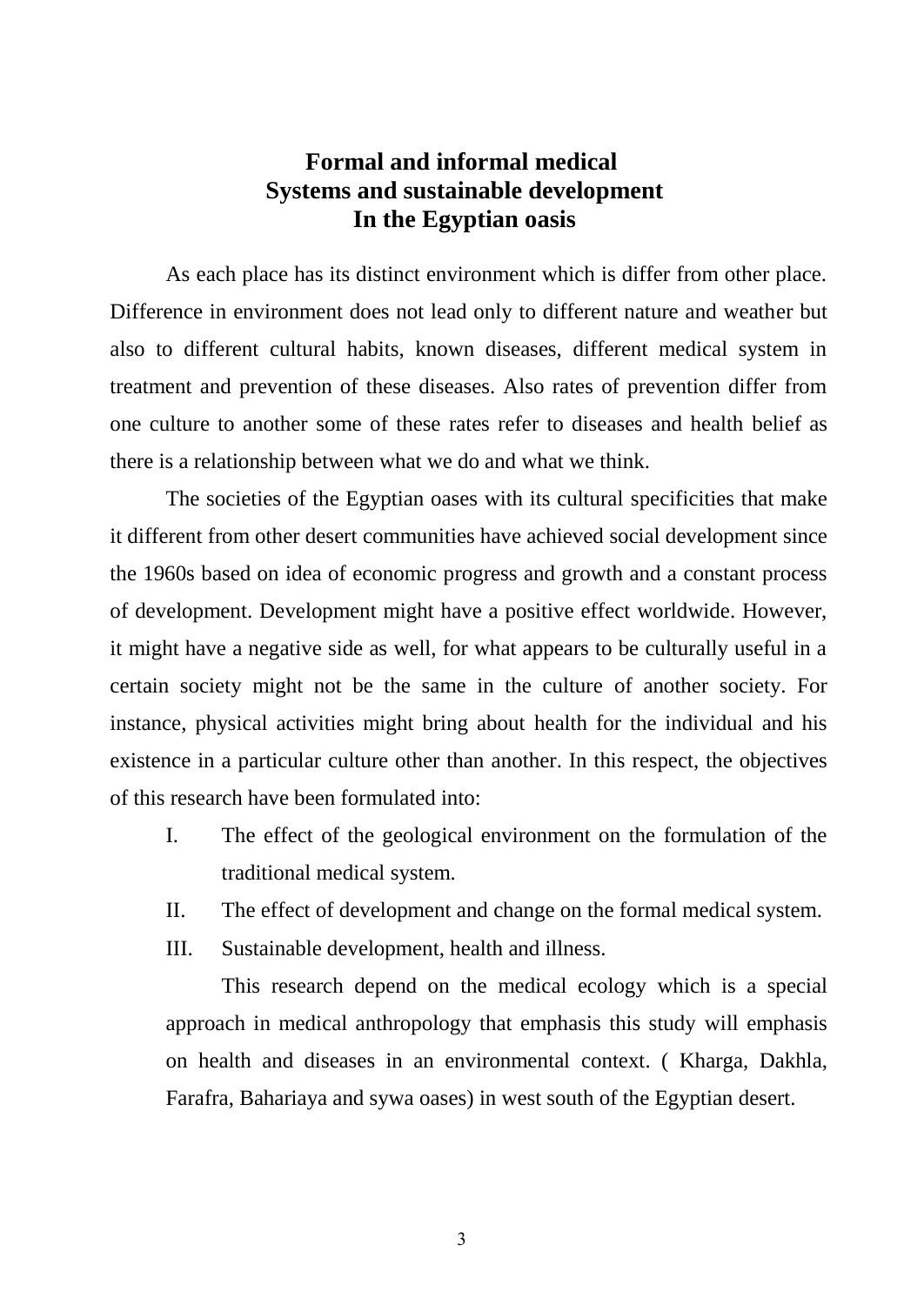# Formal and informal medical Systems and sustainable development In the Egyptian oasis

As each place has its distinct environment which is differ from other place. Difference in environment does not lead only to different nature and weather but also to different cultural habits, known diseases, different medical system in treatment and prevention of these diseases. Also rates of prevention differ from one culture to another some of these rates refer to diseases and health belief as there is a relationship between what we do and what we think.

The societies of the Egyptian oases with its cultural specificities that make it different from other desert communities have achieved social development since the 1960s based on idea of economic progress and growth and a constant process of development. Development might have a positive effect worldwide. However, it might have a negative side as well, for what appears to be culturally useful in a certain society might not be the same in the culture of another society. For instance, physical activities might bring about health for the individual and his existence in a particular culture other than another. In this respect, the objectives of this research have been formulated into:

I. The effect of the geological environment on the formulation of the traditional medical system.
II. The effect of development and change on the formal medical system.
III. Sustainable development, health and illness.

This research depend on the medical ecology which is a special approach in medical anthropology that emphasis this study will emphasis on health and diseases in an environmental context. ( Kharga, Dakhla, Farafra, Bahariaya and sywa oases) in west south of the Egyptian desert.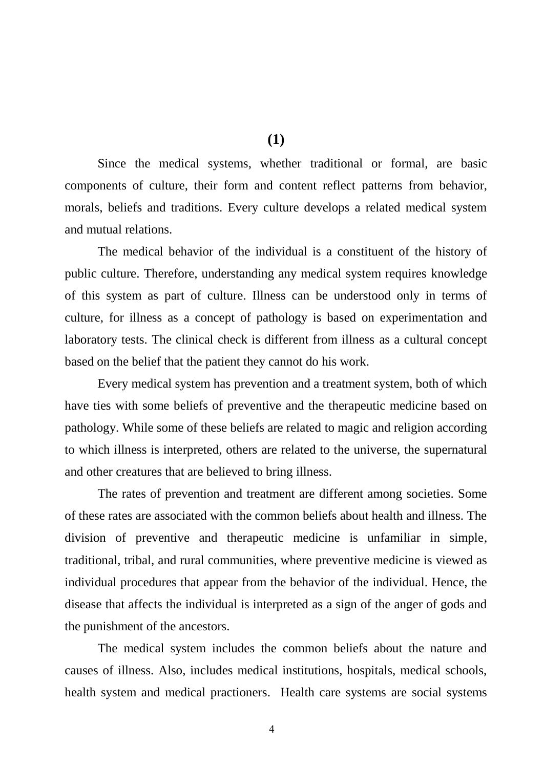**(1)**

Since the medical systems, whether traditional or formal, are basic components of culture, their form and content reflect patterns from behavior, morals, beliefs and traditions. Every culture develops a related medical system and mutual relations.

The medical behavior of the individual is a constituent of the history of public culture. Therefore, understanding any medical system requires knowledge of this system as part of culture. Illness can be understood only in terms of culture, for illness as a concept of pathology is based on experimentation and laboratory tests. The clinical check is different from illness as a cultural concept based on the belief that the patient they cannot do his work.

Every medical system has prevention and a treatment system, both of which have ties with some beliefs of preventive and the therapeutic medicine based on pathology. While some of these beliefs are related to magic and religion according to which illness is interpreted, others are related to the universe, the supernatural and other creatures that are believed to bring illness.

The rates of prevention and treatment are different among societies. Some of these rates are associated with the common beliefs about health and illness. The division of preventive and therapeutic medicine is unfamiliar in simple, traditional, tribal, and rural communities, where preventive medicine is viewed as individual procedures that appear from the behavior of the individual. Hence, the disease that affects the individual is interpreted as a sign of the anger of gods and the punishment of the ancestors.

The medical system includes the common beliefs about the nature and causes of illness. Also, includes medical institutions, hospitals, medical schools, health system and medical practioners. Health care systems are social systems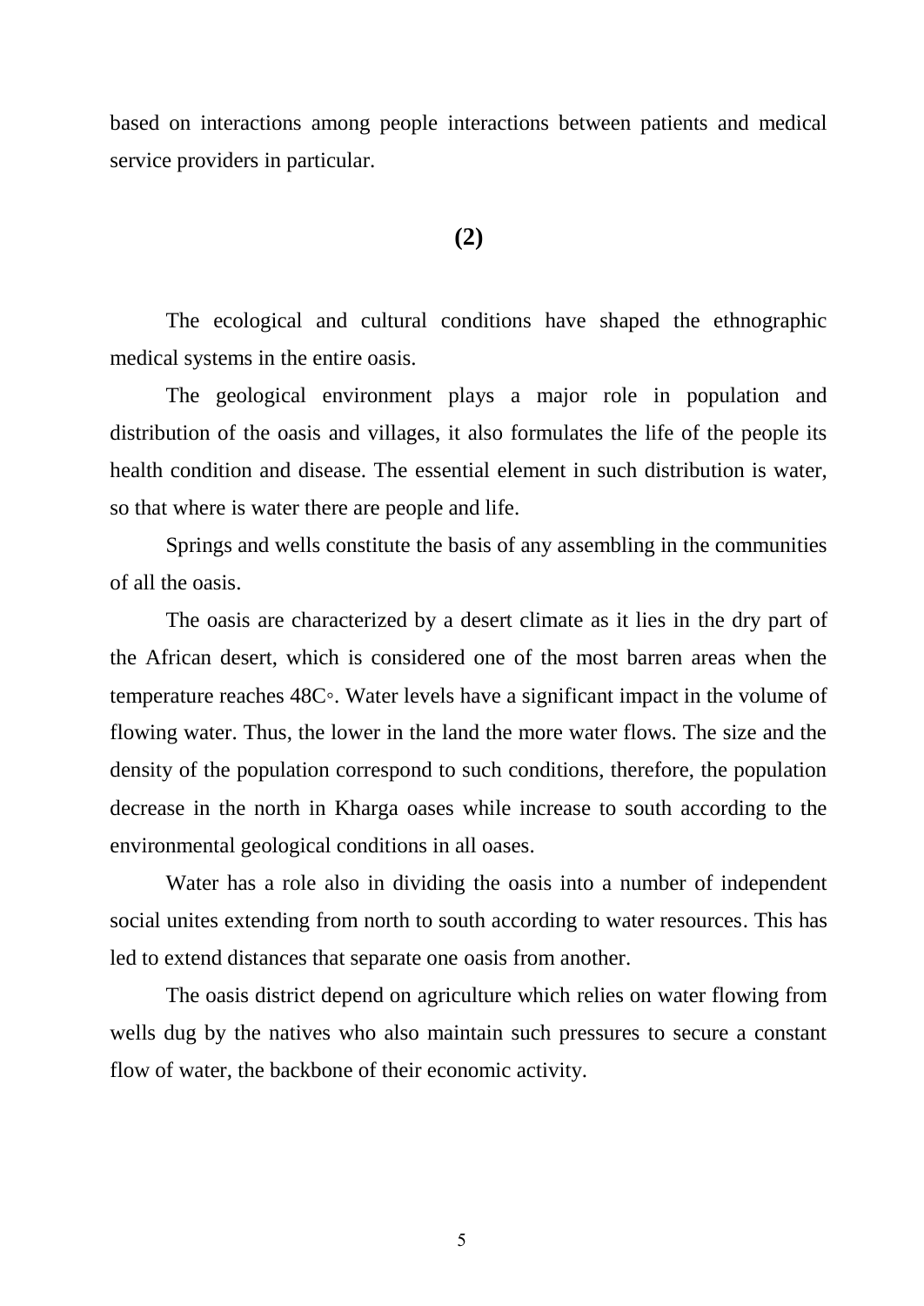based on interactions among people interactions between patients and medical service providers in particular.

**(2)**

The ecological and cultural conditions have shaped the ethnographic medical systems in the entire oasis.

The geological environment plays a major role in population and distribution of the oasis and villages, it also formulates the life of the people its health condition and disease. The essential element in such distribution is water, so that where is water there are people and life.

Springs and wells constitute the basis of any assembling in the communities of all the oasis.

The oasis are characterized by a desert climate as it lies in the dry part of the African desert, which is considered one of the most barren areas when the temperature reaches 48C◦. Water levels have a significant impact in the volume of flowing water. Thus, the lower in the land the more water flows. The size and the density of the population correspond to such conditions, therefore, the population decrease in the north in Kharga oases while increase to south according to the environmental geological conditions in all oases.

Water has a role also in dividing the oasis into a number of independent social unites extending from north to south according to water resources. This has led to extend distances that separate one oasis from another.

The oasis district depend on agriculture which relies on water flowing from wells dug by the natives who also maintain such pressures to secure a constant flow of water, the backbone of their economic activity.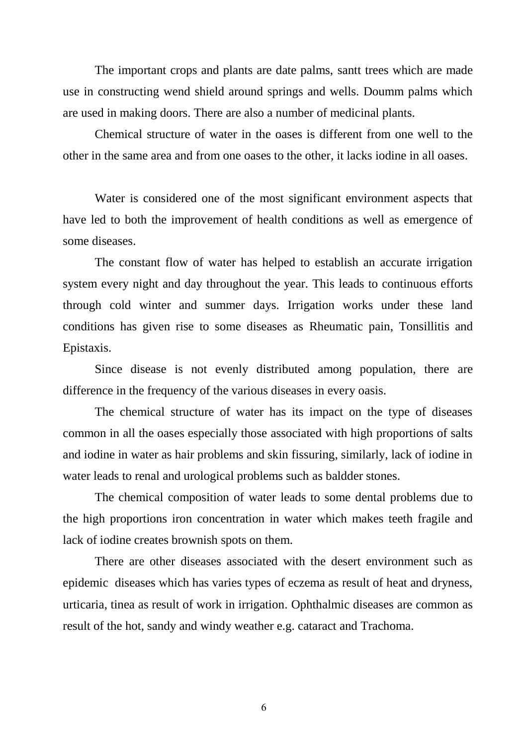The important crops and plants are date palms, santt trees which are made use in constructing wend shield around springs and wells. Doumm palms which are used in making doors. There are also a number of medicinal plants.

Chemical structure of water in the oases is different from one well to the other in the same area and from one oases to the other, it lacks iodine in all oases.

Water is considered one of the most significant environment aspects that have led to both the improvement of health conditions as well as emergence of some diseases.

The constant flow of water has helped to establish an accurate irrigation system every night and day throughout the year. This leads to continuous efforts through cold winter and summer days. Irrigation works under these land conditions has given rise to some diseases as Rheumatic pain, Tonsillitis and Epistaxis.

Since disease is not evenly distributed among population, there are difference in the frequency of the various diseases in every oasis.

The chemical structure of water has its impact on the type of diseases common in all the oases especially those associated with high proportions of salts and iodine in water as hair problems and skin fissuring, similarly, lack of iodine in water leads to renal and urological problems such as baldder stones.

The chemical composition of water leads to some dental problems due to the high proportions iron concentration in water which makes teeth fragile and lack of iodine creates brownish spots on them.

There are other diseases associated with the desert environment such as epidemic diseases which has varies types of eczema as result of heat and dryness, urticaria, tinea as result of work in irrigation. Ophthalmic diseases are common as result of the hot, sandy and windy weather e.g. cataract and Trachoma.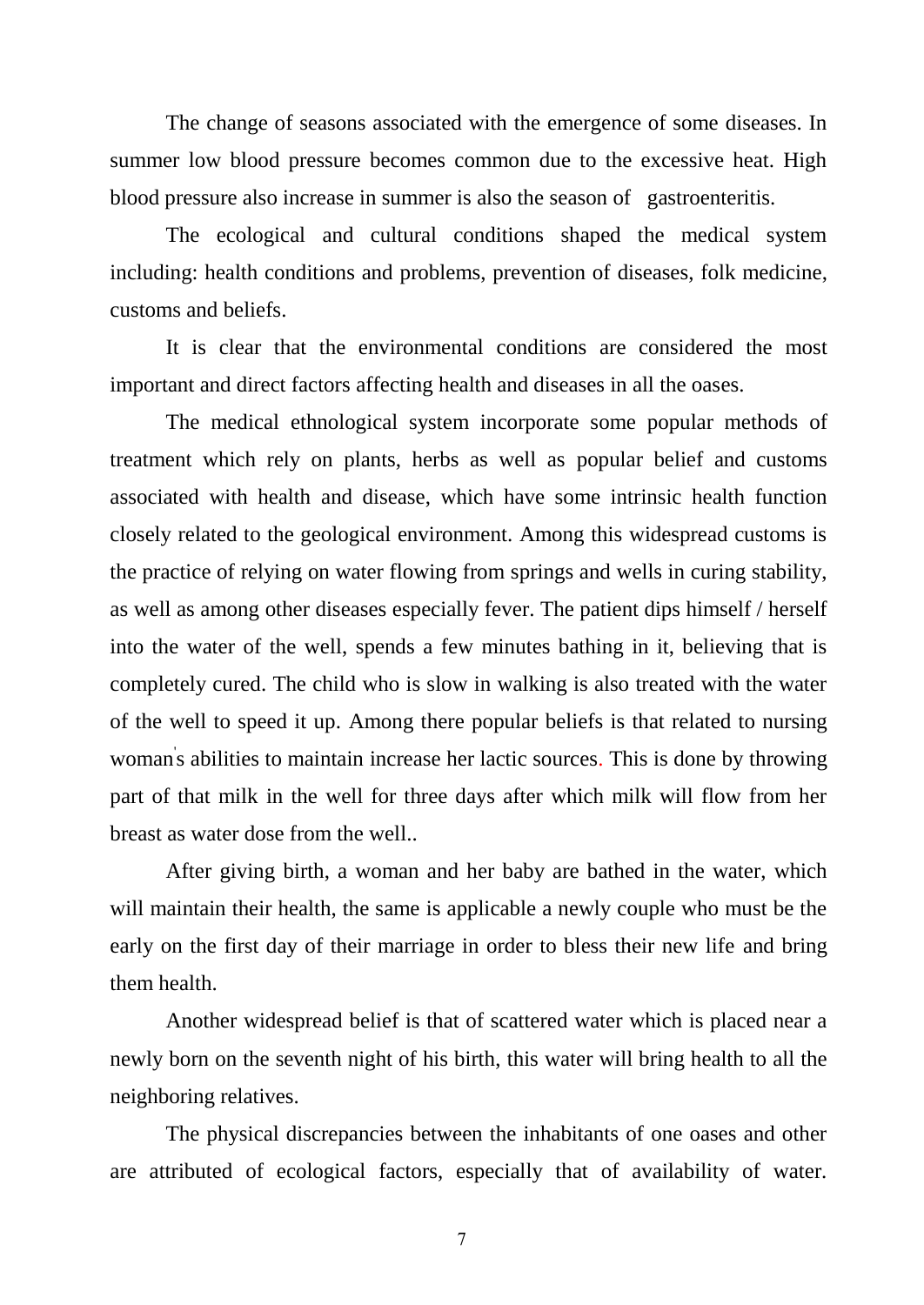The change of seasons associated with the emergence of some diseases. In summer low blood pressure becomes common due to the excessive heat. High blood pressure also increase in summer is also the season of gastroenteritis.

The ecological and cultural conditions shaped the medical system including: health conditions and problems, prevention of diseases, folk medicine, customs and beliefs.

It is clear that the environmental conditions are considered the most important and direct factors affecting health and diseases in all the oases.

The medical ethnological system incorporate some popular methods of treatment which rely on plants, herbs as well as popular belief and customs associated with health and disease, which have some intrinsic health function closely related to the geological environment. Among this widespread customs is the practice of relying on water flowing from springs and wells in curing stability, as well as among other diseases especially fever. The patient dips himself / herself into the water of the well, spends a few minutes bathing in it, believing that is completely cured. The child who is slow in walking is also treated with the water of the well to speed it up. Among there popular beliefs is that related to nursing woman's abilities to maintain increase her lactic sources. This is done by throwing part of that milk in the well for three days after which milk will flow from her breast as water dose from the well..

After giving birth, a woman and her baby are bathed in the water, which will maintain their health, the same is applicable a newly couple who must be the early on the first day of their marriage in order to bless their new life and bring them health.

Another widespread belief is that of scattered water which is placed near a newly born on the seventh night of his birth, this water will bring health to all the neighboring relatives.

The physical discrepancies between the inhabitants of one oases and other are attributed of ecological factors, especially that of availability of water.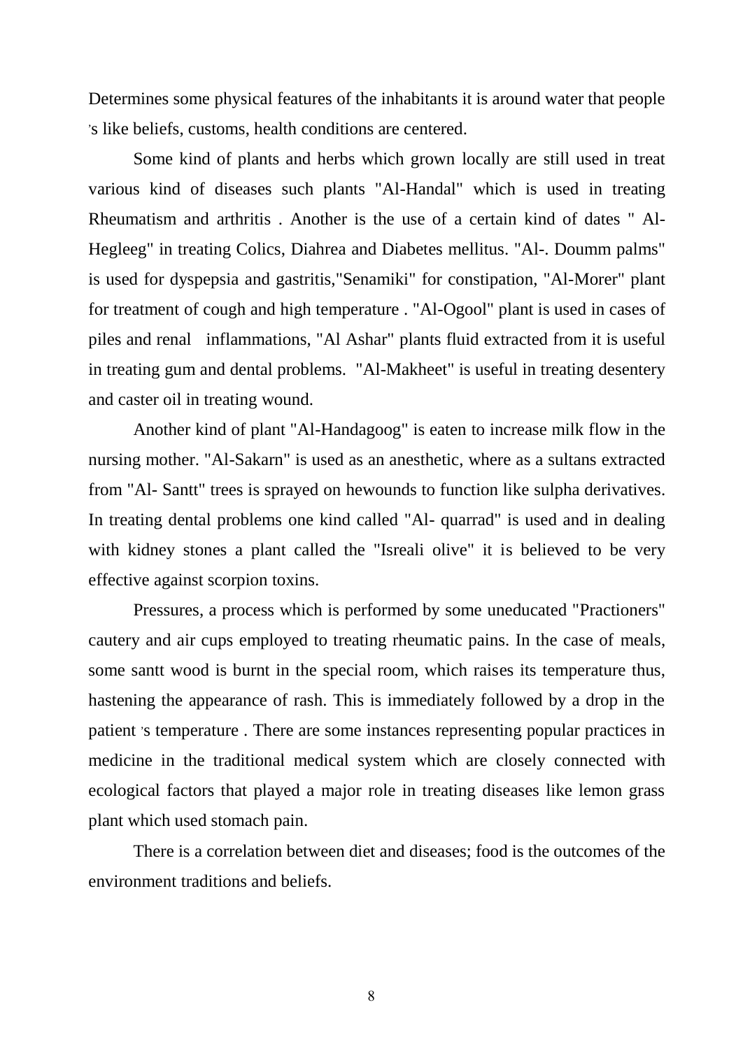Determines some physical features of the inhabitants it is around water that people 's like beliefs, customs, health conditions are centered.

Some kind of plants and herbs which grown locally are still used in treat various kind of diseases such plants "Al-Handal" which is used in treating Rheumatism and arthritis . Another is the use of a certain kind of dates " Al-Hegleeg" in treating Colics, Diahrea and Diabetes mellitus. "Al-. Doumm palms" is used for dyspepsia and gastritis,"Senamiki" for constipation, "Al-Morer" plant for treatment of cough and high temperature . "Al-Ogool" plant is used in cases of piles and renal inflammations, "Al Ashar" plants fluid extracted from it is useful in treating gum and dental problems. "Al-Makheet" is useful in treating desentery and caster oil in treating wound.

Another kind of plant "Al-Handagoog" is eaten to increase milk flow in the nursing mother. "Al-Sakarn" is used as an anesthetic, where as a sultans extracted from "Al- Santt" trees is sprayed on hewounds to function like sulpha derivatives. In treating dental problems one kind called "Al- quarrad" is used and in dealing with kidney stones a plant called the "Isreali olive" it is believed to be very effective against scorpion toxins.

Pressures, a process which is performed by some uneducated "Practioners" cautery and air cups employed to treating rheumatic pains. In the case of meals, some santt wood is burnt in the special room, which raises its temperature thus, hastening the appearance of rash. This is immediately followed by a drop in the patient 's temperature . There are some instances representing popular practices in medicine in the traditional medical system which are closely connected with ecological factors that played a major role in treating diseases like lemon grass plant which used stomach pain.

There is a correlation between diet and diseases; food is the outcomes of the environment traditions and beliefs.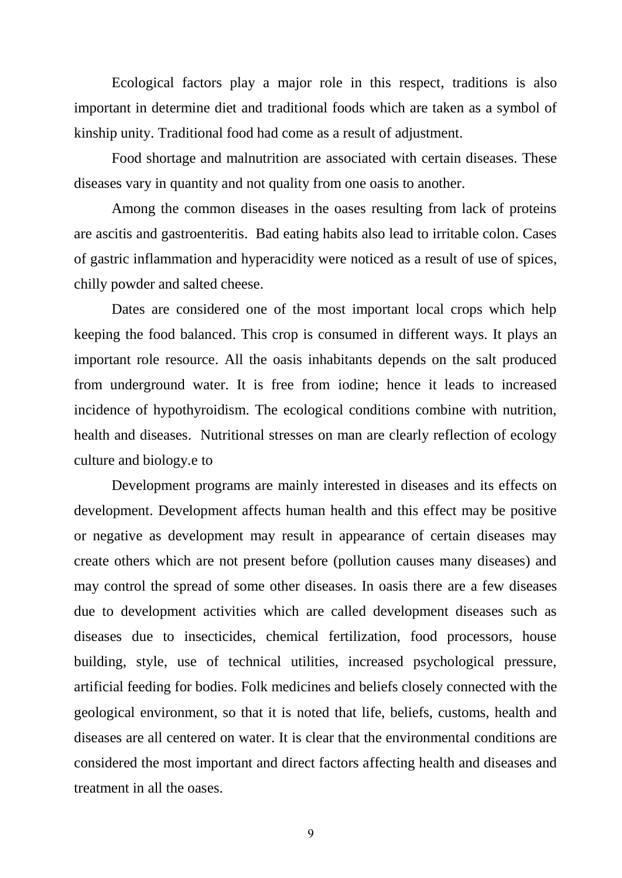Ecological factors play a major role in this respect, traditions is also important in determine diet and traditional foods which are taken as a symbol of kinship unity. Traditional food had come as a result of adjustment.

Food shortage and malnutrition are associated with certain diseases. These diseases vary in quantity and not quality from one oasis to another.

Among the common diseases in the oases resulting from lack of proteins are ascitis and gastroenteritis. Bad eating habits also lead to irritable colon. Cases of gastric inflammation and hyperacidity were noticed as a result of use of spices, chilly powder and salted cheese.

Dates are considered one of the most important local crops which help keeping the food balanced. This crop is consumed in different ways. It plays an important role resource. All the oasis inhabitants depends on the salt produced from underground water. It is free from iodine; hence it leads to increased incidence of hypothyroidism. The ecological conditions combine with nutrition, health and diseases. Nutritional stresses on man are clearly reflection of ecology culture and biology.e to

Development programs are mainly interested in diseases and its effects on development. Development affects human health and this effect may be positive or negative as development may result in appearance of certain diseases may create others which are not present before (pollution causes many diseases) and may control the spread of some other diseases. In oasis there are a few diseases due to development activities which are called development diseases such as diseases due to insecticides, chemical fertilization, food processors, house building, style, use of technical utilities, increased psychological pressure, artificial feeding for bodies. Folk medicines and beliefs closely connected with the geological environment, so that it is noted that life, beliefs, customs, health and diseases are all centered on water. It is clear that the environmental conditions are considered the most important and direct factors affecting health and diseases and treatment in all the oases.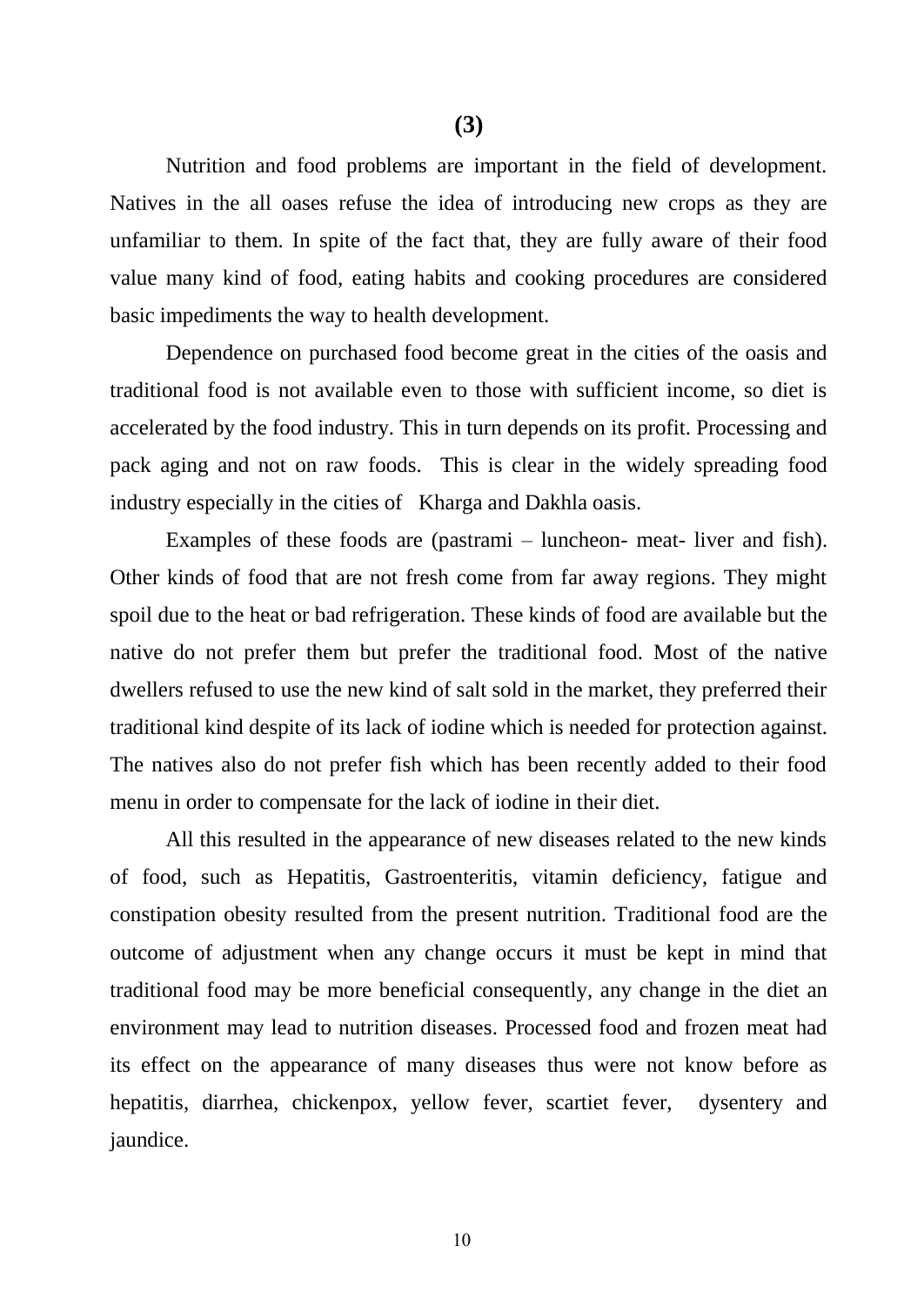**(3)**

Nutrition and food problems are important in the field of development. Natives in the all oases refuse the idea of introducing new crops as they are unfamiliar to them. In spite of the fact that, they are fully aware of their food value many kind of food, eating habits and cooking procedures are considered basic impediments the way to health development.

Dependence on purchased food become great in the cities of the oasis and traditional food is not available even to those with sufficient income, so diet is accelerated by the food industry. This in turn depends on its profit. Processing and pack aging and not on raw foods. This is clear in the widely spreading food industry especially in the cities of Kharga and Dakhla oasis.

Examples of these foods are (pastrami – luncheon- meat- liver and fish). Other kinds of food that are not fresh come from far away regions. They might spoil due to the heat or bad refrigeration. These kinds of food are available but the native do not prefer them but prefer the traditional food. Most of the native dwellers refused to use the new kind of salt sold in the market, they preferred their traditional kind despite of its lack of iodine which is needed for protection against. The natives also do not prefer fish which has been recently added to their food menu in order to compensate for the lack of iodine in their diet.

All this resulted in the appearance of new diseases related to the new kinds of food, such as Hepatitis, Gastroenteritis, vitamin deficiency, fatigue and constipation obesity resulted from the present nutrition. Traditional food are the outcome of adjustment when any change occurs it must be kept in mind that traditional food may be more beneficial consequently, any change in the diet an environment may lead to nutrition diseases. Processed food and frozen meat had its effect on the appearance of many diseases thus were not know before as hepatitis, diarrhea, chickenpox, yellow fever, scartiet fever, dysentery and jaundice.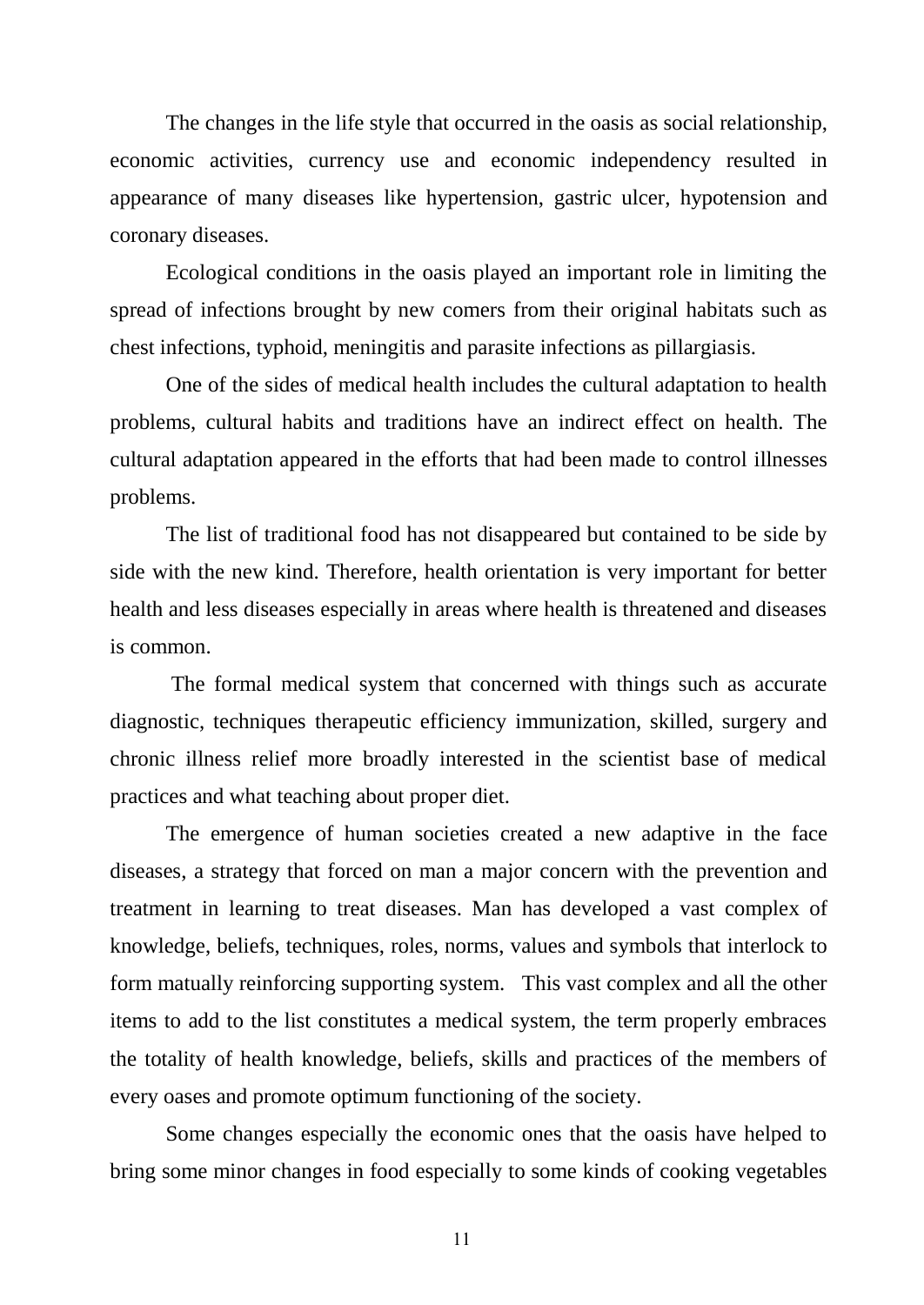The changes in the life style that occurred in the oasis as social relationship, economic activities, currency use and economic independency resulted in appearance of many diseases like hypertension, gastric ulcer, hypotension and coronary diseases.

Ecological conditions in the oasis played an important role in limiting the spread of infections brought by new comers from their original habitats such as chest infections, typhoid, meningitis and parasite infections as pillargiasis.

One of the sides of medical health includes the cultural adaptation to health problems, cultural habits and traditions have an indirect effect on health. The cultural adaptation appeared in the efforts that had been made to control illnesses problems.

The list of traditional food has not disappeared but contained to be side by side with the new kind. Therefore, health orientation is very important for better health and less diseases especially in areas where health is threatened and diseases is common.

The formal medical system that concerned with things such as accurate diagnostic, techniques therapeutic efficiency immunization, skilled, surgery and chronic illness relief more broadly interested in the scientist base of medical practices and what teaching about proper diet.

The emergence of human societies created a new adaptive in the face diseases, a strategy that forced on man a major concern with the prevention and treatment in learning to treat diseases. Man has developed a vast complex of knowledge, beliefs, techniques, roles, norms, values and symbols that interlock to form matually reinforcing supporting system. This vast complex and all the other items to add to the list constitutes a medical system, the term properly embraces the totality of health knowledge, beliefs, skills and practices of the members of every oases and promote optimum functioning of the society.

Some changes especially the economic ones that the oasis have helped to bring some minor changes in food especially to some kinds of cooking vegetables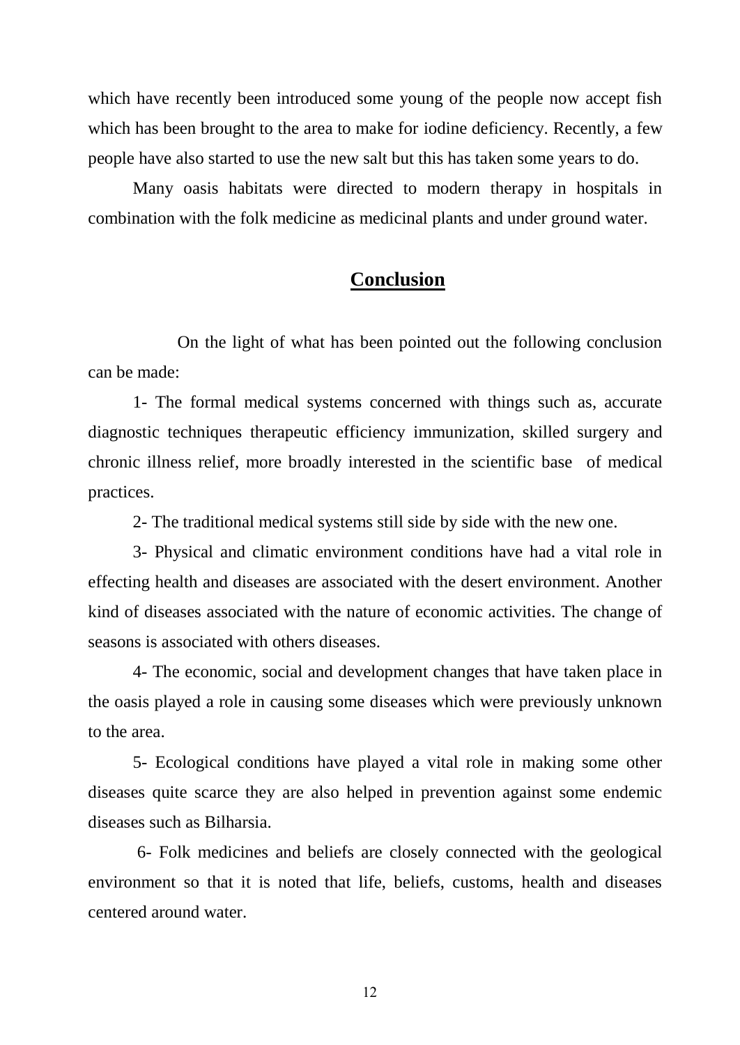which have recently been introduced some young of the people now accept fish which has been brought to the area to make for iodine deficiency. Recently, a few people have also started to use the new salt but this has taken some years to do.

Many oasis habitats were directed to modern therapy in hospitals in combination with the folk medicine as medicinal plants and under ground water.

## **Conclusion**

On the light of what has been pointed out the following conclusion can be made:

1- The formal medical systems concerned with things such as, accurate diagnostic techniques therapeutic efficiency immunization, skilled surgery and chronic illness relief, more broadly interested in the scientific base of medical practices.

2- The traditional medical systems still side by side with the new one.

3- Physical and climatic environment conditions have had a vital role in effecting health and diseases are associated with the desert environment. Another kind of diseases associated with the nature of economic activities. The change of seasons is associated with others diseases.

4- The economic, social and development changes that have taken place in the oasis played a role in causing some diseases which were previously unknown to the area.

5- Ecological conditions have played a vital role in making some other diseases quite scarce they are also helped in prevention against some endemic diseases such as Bilharsia.

6- Folk medicines and beliefs are closely connected with the geological environment so that it is noted that life, beliefs, customs, health and diseases centered around water.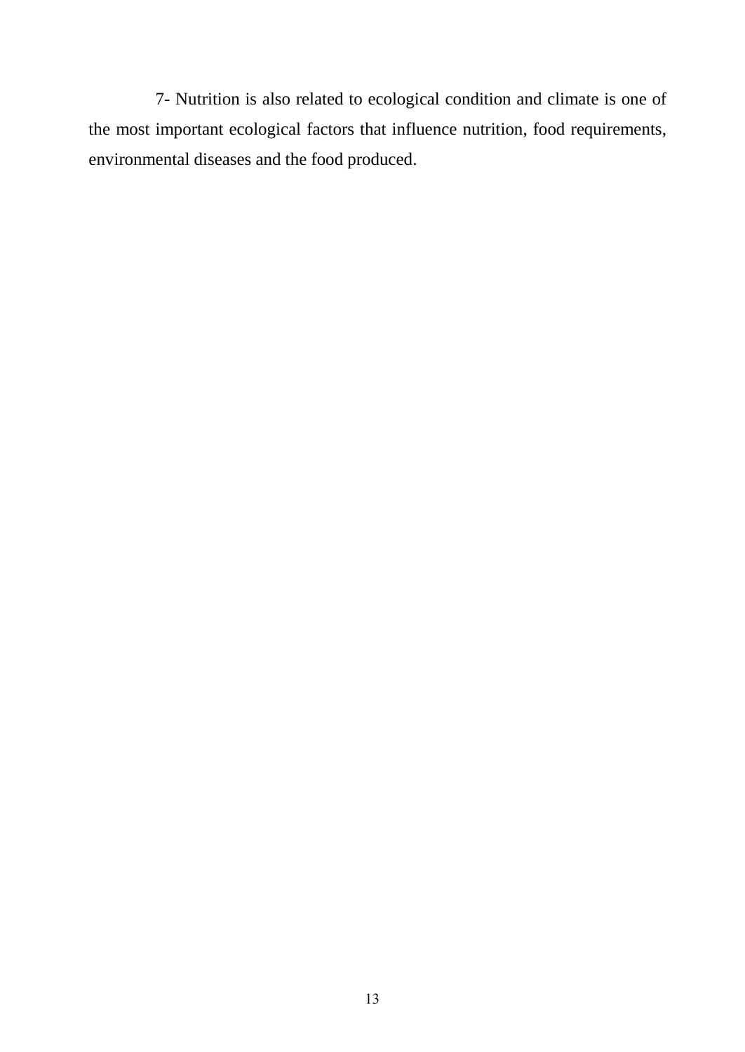7- Nutrition is also related to ecological condition and climate is one of the most important ecological factors that influence nutrition, food requirements, environmental diseases and the food produced.